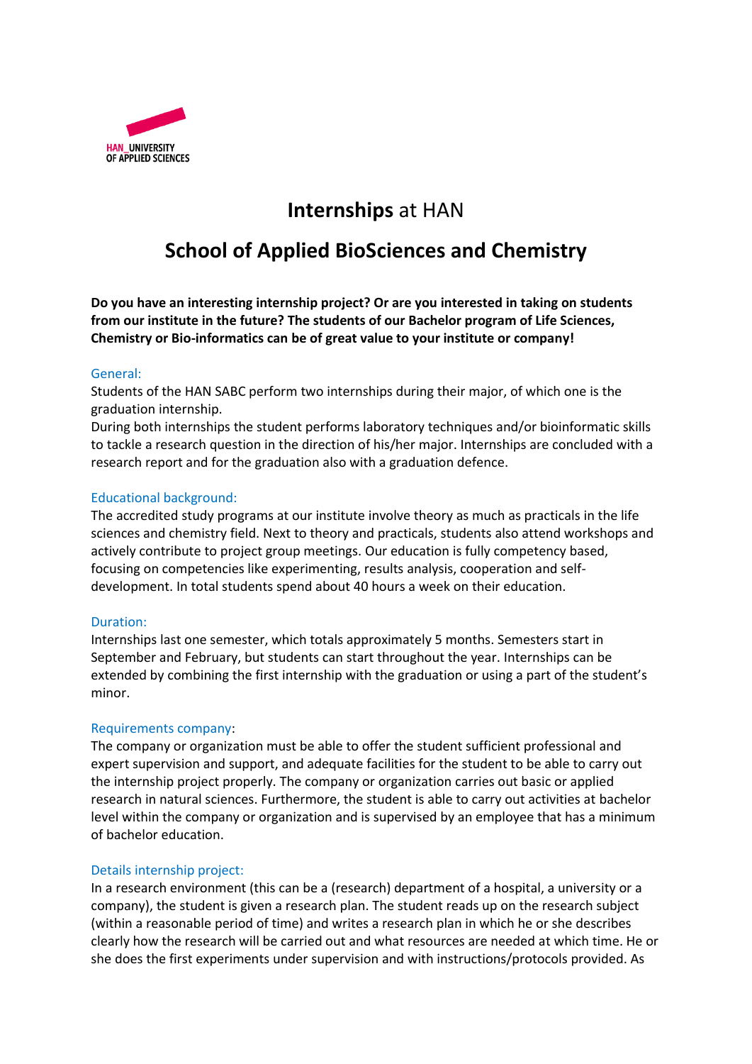HAN_UNIVERSITY OF APPLIED SCIENCES

# **Internships** at HAN

# School of Applied BioSciences and Chemistry

**Do you have an interesting internship project? Or are you interested in taking on students from our institute in the future? The students of our Bachelor program of Life Sciences, Chemistry or Bio-informatics can be of great value to your institute or company!**

## General:

Students of the HAN SABC perform two internships during their major, of which one is the graduation internship.
During both internships the student performs laboratory techniques and/or bioinformatic skills to tackle a research question in the direction of his/her major. Internships are concluded with a research report and for the graduation also with a graduation defence.

## Educational background:

The accredited study programs at our institute involve theory as much as practicals in the life sciences and chemistry field. Next to theory and practicals, students also attend workshops and actively contribute to project group meetings. Our education is fully competency based, focusing on competencies like experimenting, results analysis, cooperation and self-development. In total students spend about 40 hours a week on their education.

## Duration:

Internships last one semester, which totals approximately 5 months. Semesters start in September and February, but students can start throughout the year. Internships can be extended by combining the first internship with the graduation or using a part of the student's minor.

## Requirements company:

The company or organization must be able to offer the student sufficient professional and expert supervision and support, and adequate facilities for the student to be able to carry out the internship project properly. The company or organization carries out basic or applied research in natural sciences. Furthermore, the student is able to carry out activities at bachelor level within the company or organization and is supervised by an employee that has a minimum of bachelor education.

## Details internship project:

In a research environment (this can be a (research) department of a hospital, a university or a company), the student is given a research plan. The student reads up on the research subject (within a reasonable period of time) and writes a research plan in which he or she describes clearly how the research will be carried out and what resources are needed at which time. He or she does the first experiments under supervision and with instructions/protocols provided. As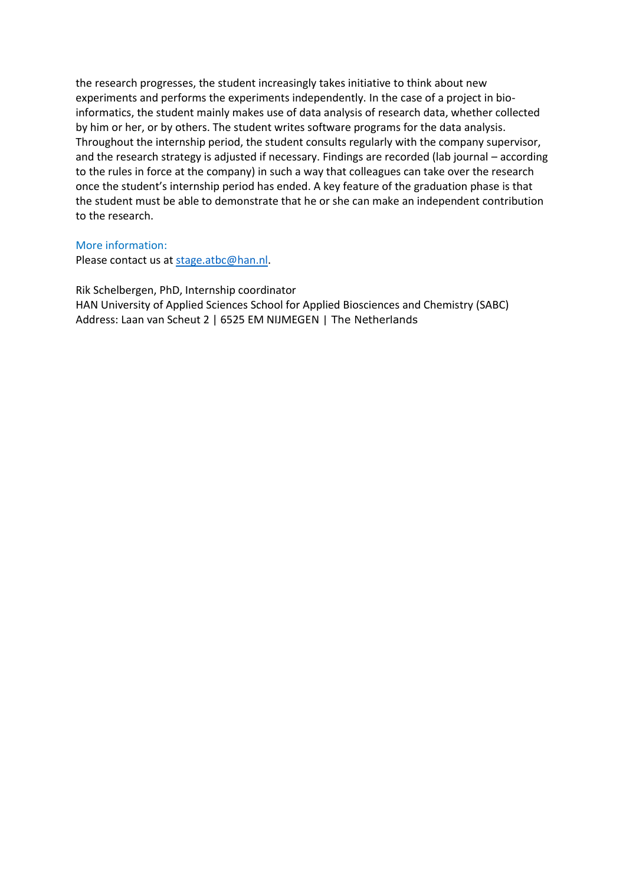the research progresses, the student increasingly takes initiative to think about new experiments and performs the experiments independently. In the case of a project in bio-informatics, the student mainly makes use of data analysis of research data, whether collected by him or her, or by others. The student writes software programs for the data analysis. Throughout the internship period, the student consults regularly with the company supervisor, and the research strategy is adjusted if necessary. Findings are recorded (lab journal – according to the rules in force at the company) in such a way that colleagues can take over the research once the student's internship period has ended. A key feature of the graduation phase is that the student must be able to demonstrate that he or she can make an independent contribution to the research.

More information:
Please contact us at stage.atbc@han.nl.

Rik Schelbergen, PhD, Internship coordinator
HAN University of Applied Sciences School for Applied Biosciences and Chemistry (SABC)
Address: Laan van Scheut 2 | 6525 EM NIJMEGEN | The Netherlands